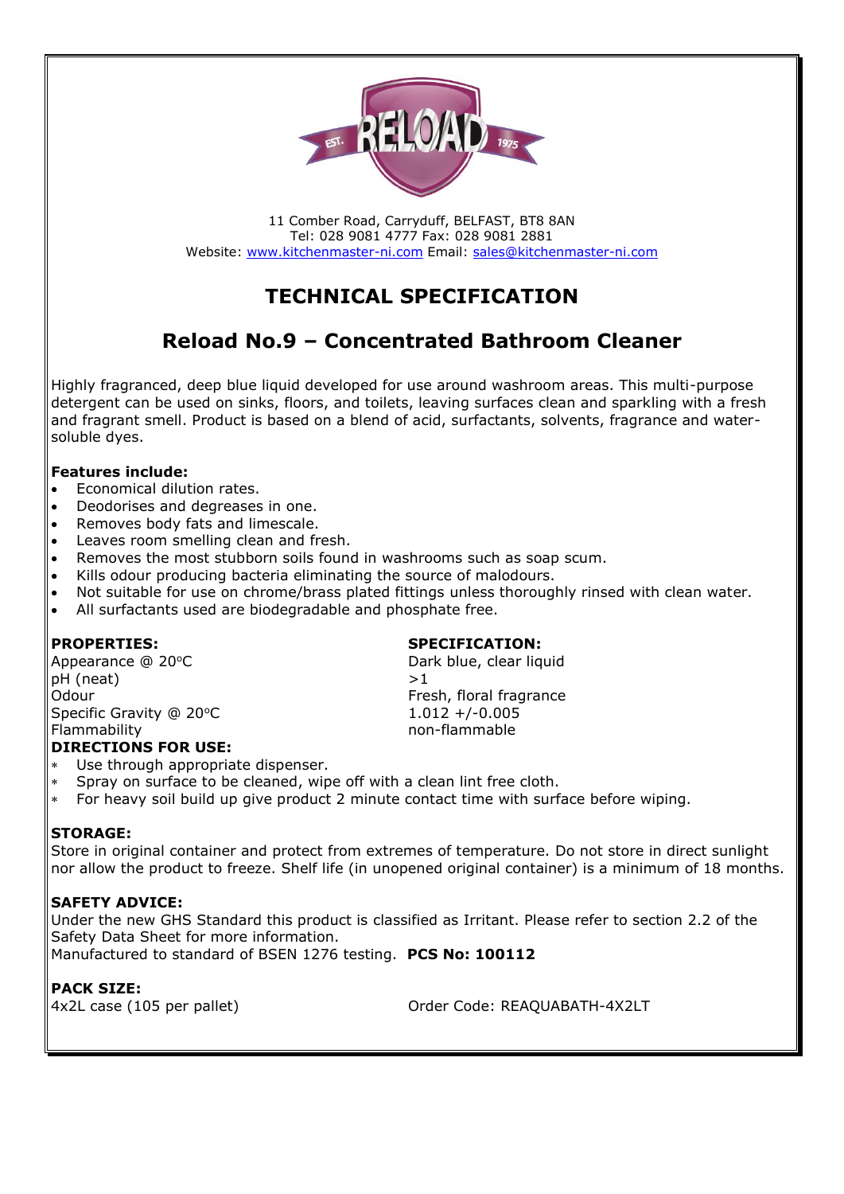11 Comber Road, Carryduff, BELFAST, BT8 8AN
Tel: 028 9081 4777 Fax: 028 9081 2881
Website: www.kitchenmaster-ni.com Email: sales@kitchenmaster-ni.com

# TECHNICAL SPECIFICATION

## Reload No.9 – Concentrated Bathroom Cleaner

Highly fragranced, deep blue liquid developed for use around washroom areas. This multi-purpose detergent can be used on sinks, floors, and toilets, leaving surfaces clean and sparkling with a fresh and fragrant smell. Product is based on a blend of acid, surfactants, solvents, fragrance and water-soluble dyes.

**Features include:**

- Economical dilution rates.
- Deodorises and degreases in one.
- Removes body fats and limescale.
- Leaves room smelling clean and fresh.
- Removes the most stubborn soils found in washrooms such as soap scum.
- Kills odour producing bacteria eliminating the source of malodours.
- Not suitable for use on chrome/brass plated fittings unless thoroughly rinsed with clean water.
- All surfactants used are biodegradable and phosphate free.

| PROPERTIES: | SPECIFICATION: |
|---|---|
| Appearance @ 20°C | Dark blue, clear liquid |
| pH (neat) | >1 |
| Odour | Fresh, floral fragrance |
| Specific Gravity @ 20°C | 1.012 +/-0.005 |
| Flammability | non-flammable |

**DIRECTIONS FOR USE:**

- Use through appropriate dispenser.
- Spray on surface to be cleaned, wipe off with a clean lint free cloth.
- For heavy soil build up give product 2 minute contact time with surface before wiping.

**STORAGE:**

Store in original container and protect from extremes of temperature. Do not store in direct sunlight nor allow the product to freeze. Shelf life (in unopened original container) is a minimum of 18 months.

**SAFETY ADVICE:**

Under the new GHS Standard this product is classified as Irritant. Please refer to section 2.2 of the Safety Data Sheet for more information.
Manufactured to standard of BSEN 1276 testing. **PCS No: 100112**

**PACK SIZE:**

4x2L case (105 per pallet) Order Code: REAQUABATH-4X2LT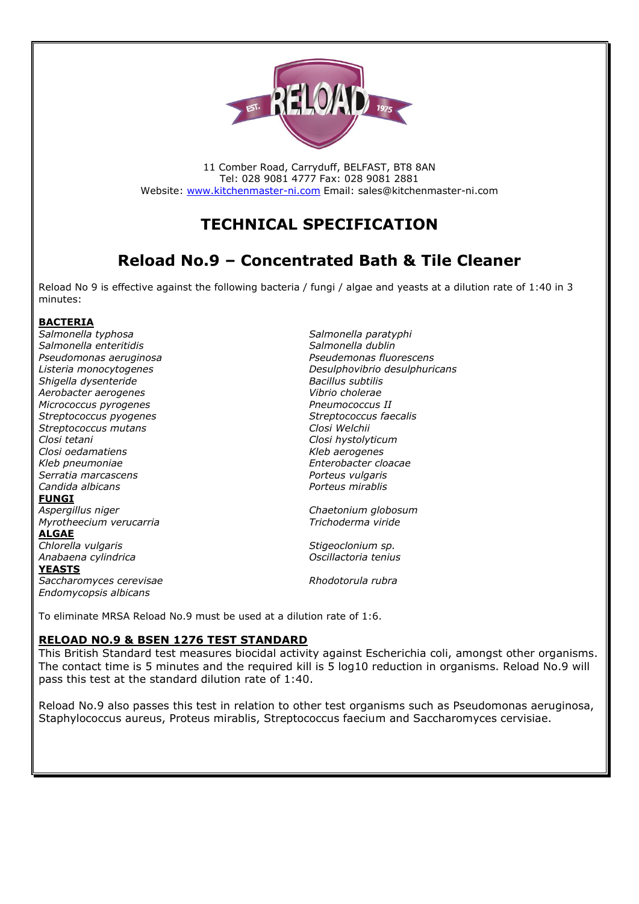11 Comber Road, Carryduff, BELFAST, BT8 8AN
Tel: 028 9081 4777 Fax: 028 9081 2881
Website: [www.kitchenmaster-ni.com](http://www.kitchenmaster-ni.com) Email: sales@kitchenmaster-ni.com

# TECHNICAL SPECIFICATION

## Reload No.9 – Concentrated Bath & Tile Cleaner

Reload No 9 is effective against the following bacteria / fungi / algae and yeasts at a dilution rate of 1:40 in 3 minutes:

**BACTERIA**

*Salmonella typhosa*
*Salmonella enteritidis*
*Pseudomonas aeruginosa*
*Listeria monocytogenes*
*Shigella dysenteride*
*Aerobacter aerogenes*
*Micrococcus pyrogenes*
*Streptococcus pyogenes*
*Streptococcus mutans*
*Closi tetani*
*Closi oedamatiens*
*Kleb pneumoniae*
*Serratia marcascens*
*Candida albicans*
*Salmonella paratyphi*
*Salmonella dublin*
*Pseudemonas fluorescens*
*Desulphovibrio desulphuricans*
*Bacillus subtilis*
*Vibrio cholerae*
*Pneumococcus II*
*Streptococcus faecalis*
*Closi Welchii*
*Closi hystolyticum*
*Kleb aerogenes*
*Enterobacter cloacae*
*Porteus vulgaris*
*Porteus mirablis*

**FUNGI**

*Aspergillus niger*
*Myrotheecium verucarria*
*Chaetonium globosum*
*Trichoderma viride*

**ALGAE**

*Chlorella vulgaris*
*Anabaena cylindrica*
*Stigeoclonium sp.*
*Oscillactoria tenius*

**YEASTS**

*Saccharomyces cerevisae*
*Endomycopsis albicans*
*Rhodotorula rubra*

To eliminate MRSA Reload No.9 must be used at a dilution rate of 1:6.

### RELOAD NO.9 & BSEN 1276 TEST STANDARD

This British Standard test measures biocidal activity against Escherichia coli, amongst other organisms. The contact time is 5 minutes and the required kill is 5 log10 reduction in organisms. Reload No.9 will pass this test at the standard dilution rate of 1:40.

Reload No.9 also passes this test in relation to other test organisms such as Pseudomonas aeruginosa, Staphylococcus aureus, Proteus mirablis, Streptococcus faecium and Saccharomyces cervisiae.